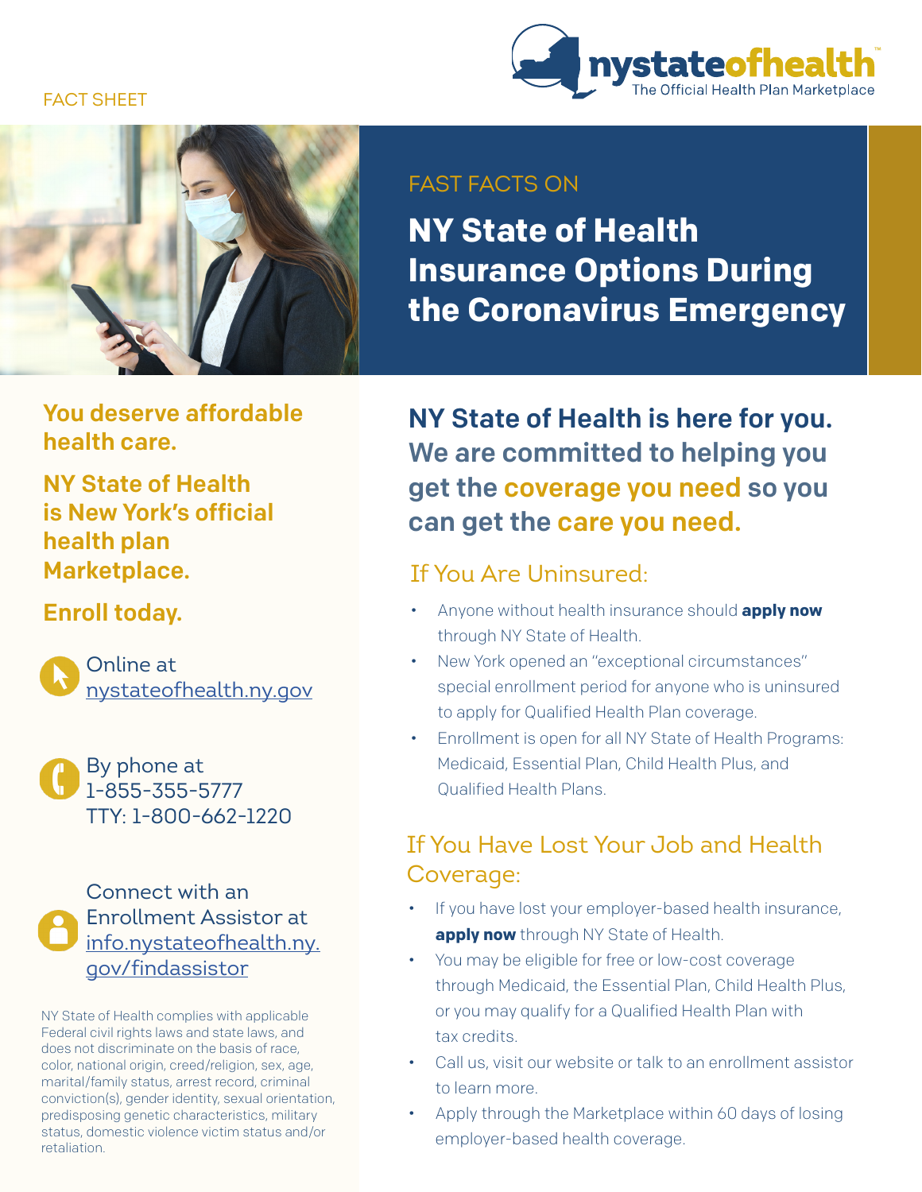FACT SHEET

nystateofhealth
The Official Health Plan Marketplace

FAST FACTS ON

# NY State of Health Insurance Options During the Coronavirus Emergency

**You deserve affordable health care.**

**NY State of Health is New York's official health plan Marketplace.**

**Enroll today.**

Online at nystateofhealth.ny.gov

By phone at 1-855-355-5777
TTY: 1-800-662-1220

Connect with an Enrollment Assistor at info.nystateofhealth.ny.gov/findassistor

NY State of Health complies with applicable Federal civil rights laws and state laws, and does not discriminate on the basis of race, color, national origin, creed/religion, sex, age, marital/family status, arrest record, criminal conviction(s), gender identity, sexual orientation, predisposing genetic characteristics, military status, domestic violence victim status and/or retaliation.

**NY State of Health is here for you. We are committed to helping you get the coverage you need so you can get the care you need.**

## If You Are Uninsured:

- Anyone without health insurance should **apply now** through NY State of Health.
- New York opened an "exceptional circumstances" special enrollment period for anyone who is uninsured to apply for Qualified Health Plan coverage.
- Enrollment is open for all NY State of Health Programs: Medicaid, Essential Plan, Child Health Plus, and Qualified Health Plans.

## If You Have Lost Your Job and Health Coverage:

- If you have lost your employer-based health insurance, **apply now** through NY State of Health.
- You may be eligible for free or low-cost coverage through Medicaid, the Essential Plan, Child Health Plus, or you may qualify for a Qualified Health Plan with tax credits.
- Call us, visit our website or talk to an enrollment assistor to learn more.
- Apply through the Marketplace within 60 days of losing employer-based health coverage.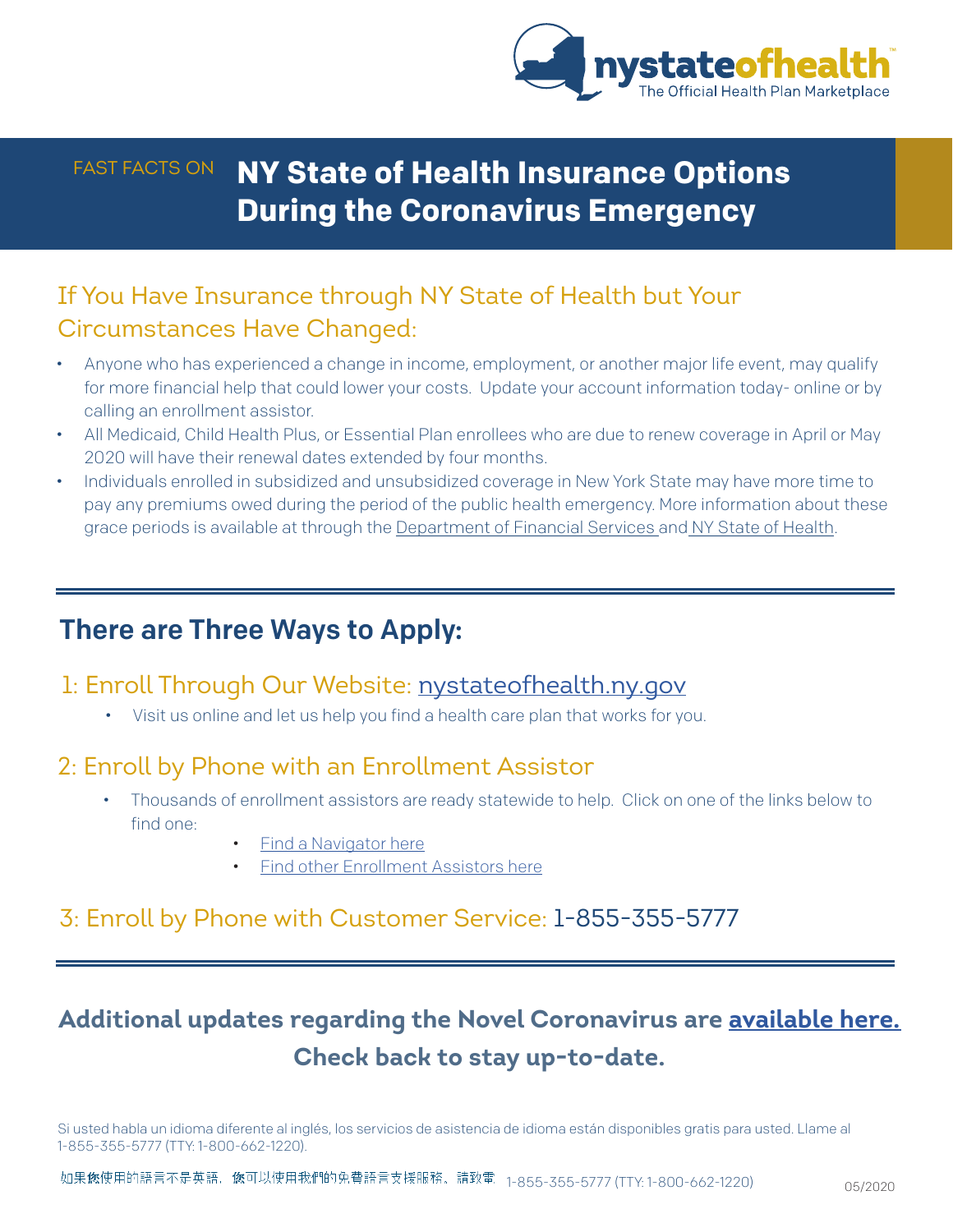# FAST FACTS ON NY State of Health Insurance Options During the Coronavirus Emergency

## If You Have Insurance through NY State of Health but Your Circumstances Have Changed:

- Anyone who has experienced a change in income, employment, or another major life event, may qualify for more financial help that could lower your costs. Update your account information today- online or by calling an enrollment assistor.
- All Medicaid, Child Health Plus, or Essential Plan enrollees who are due to renew coverage in April or May 2020 will have their renewal dates extended by four months.
- Individuals enrolled in subsidized and unsubsidized coverage in New York State may have more time to pay any premiums owed during the period of the public health emergency. More information about these grace periods is available at through the Department of Financial Services and NY State of Health.

## There are Three Ways to Apply:

### 1: Enroll Through Our Website: nystateofhealth.ny.gov

- Visit us online and let us help you find a health care plan that works for you.

### 2: Enroll by Phone with an Enrollment Assistor

- Thousands of enrollment assistors are ready statewide to help. Click on one of the links below to find one:
  - Find a Navigator here
  - Find other Enrollment Assistors here

### 3: Enroll by Phone with Customer Service: 1-855-355-5777

**Additional updates regarding the Novel Coronavirus are available here. Check back to stay up-to-date.**

Si usted habla un idioma diferente al inglés, los servicios de asistencia de idioma están disponibles gratis para usted. Llame al 1-855-355-5777 (TTY: 1-800-662-1220).

如果您使用的語言不是英語，您可以使用我們的免費語言支援服務。請致電 1-855-355-5777 (TTY: 1-800-662-1220)

05/2020